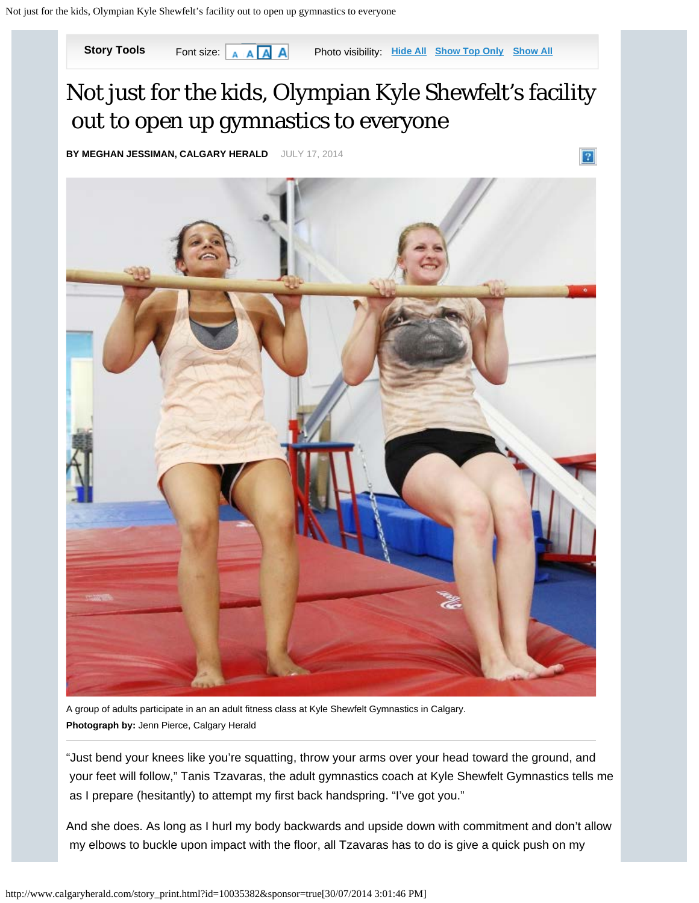# Not just for the kids, Olympian Kyle Shewfelt's facility out to open up gymnastics to everyone

**BY MEGHAN JESSIMAN, CALGARY HERALD** JULY 17, 2014

A group of adults participate in an an adult fitness class at Kyle Shewfelt Gymnastics in Calgary.
**Photograph by:** Jenn Pierce, Calgary Herald

"Just bend your knees like you're squatting, throw your arms over your head toward the ground, and your feet will follow," Tanis Tzavaras, the adult gymnastics coach at Kyle Shewfelt Gymnastics tells me as I prepare (hesitantly) to attempt my first back handspring. "I've got you."

And she does. As long as I hurl my body backwards and upside down with commitment and don't allow my elbows to buckle upon impact with the floor, all Tzavaras has to do is give a quick push on my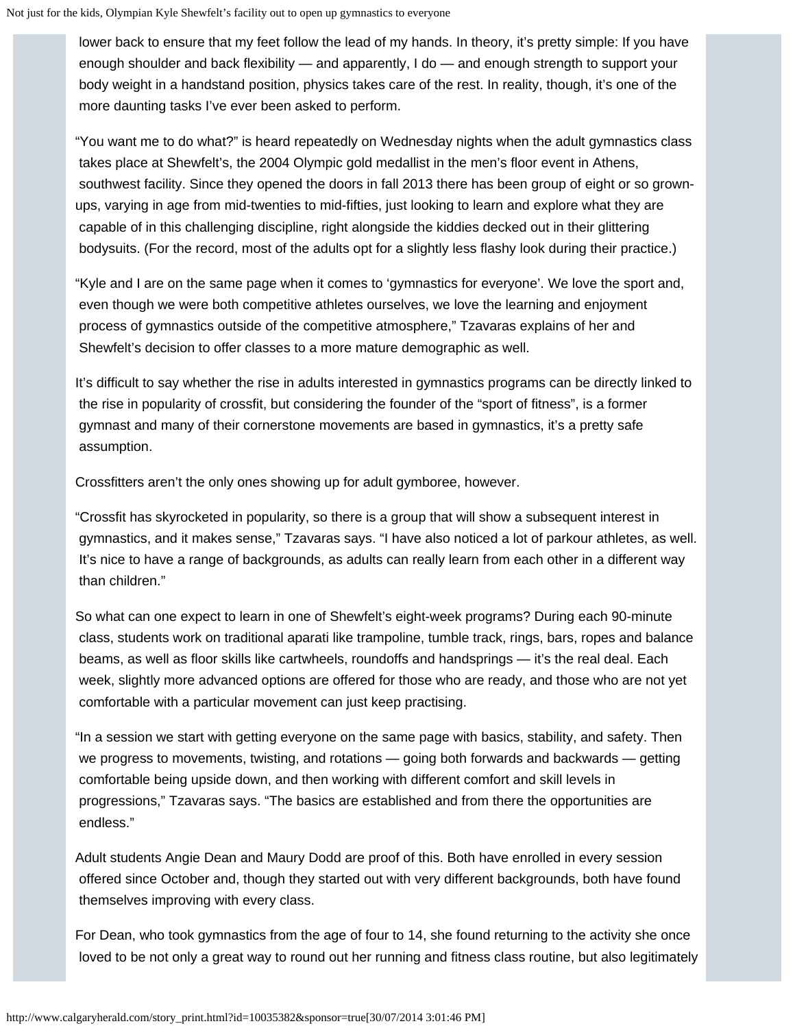lower back to ensure that my feet follow the lead of my hands. In theory, it's pretty simple: If you have enough shoulder and back flexibility — and apparently, I do — and enough strength to support your body weight in a handstand position, physics takes care of the rest. In reality, though, it's one of the more daunting tasks I've ever been asked to perform.

"You want me to do what?" is heard repeatedly on Wednesday nights when the adult gymnastics class takes place at Shewfelt's, the 2004 Olympic gold medallist in the men's floor event in Athens, southwest facility. Since they opened the doors in fall 2013 there has been group of eight or so grown-ups, varying in age from mid-twenties to mid-fifties, just looking to learn and explore what they are capable of in this challenging discipline, right alongside the kiddies decked out in their glittering bodysuits. (For the record, most of the adults opt for a slightly less flashy look during their practice.)

"Kyle and I are on the same page when it comes to 'gymnastics for everyone'. We love the sport and, even though we were both competitive athletes ourselves, we love the learning and enjoyment process of gymnastics outside of the competitive atmosphere," Tzavaras explains of her and Shewfelt's decision to offer classes to a more mature demographic as well.

It's difficult to say whether the rise in adults interested in gymnastics programs can be directly linked to the rise in popularity of crossfit, but considering the founder of the "sport of fitness", is a former gymnast and many of their cornerstone movements are based in gymnastics, it's a pretty safe assumption.

Crossfitters aren't the only ones showing up for adult gymboree, however.

"Crossfit has skyrocketed in popularity, so there is a group that will show a subsequent interest in gymnastics, and it makes sense," Tzavaras says. "I have also noticed a lot of parkour athletes, as well. It's nice to have a range of backgrounds, as adults can really learn from each other in a different way than children."

So what can one expect to learn in one of Shewfelt's eight-week programs? During each 90-minute class, students work on traditional aparati like trampoline, tumble track, rings, bars, ropes and balance beams, as well as floor skills like cartwheels, roundoffs and handsprings — it's the real deal. Each week, slightly more advanced options are offered for those who are ready, and those who are not yet comfortable with a particular movement can just keep practising.

"In a session we start with getting everyone on the same page with basics, stability, and safety. Then we progress to movements, twisting, and rotations — going both forwards and backwards — getting comfortable being upside down, and then working with different comfort and skill levels in progressions," Tzavaras says. "The basics are established and from there the opportunities are endless."

Adult students Angie Dean and Maury Dodd are proof of this. Both have enrolled in every session offered since October and, though they started out with very different backgrounds, both have found themselves improving with every class.

For Dean, who took gymnastics from the age of four to 14, she found returning to the activity she once loved to be not only a great way to round out her running and fitness class routine, but also legitimately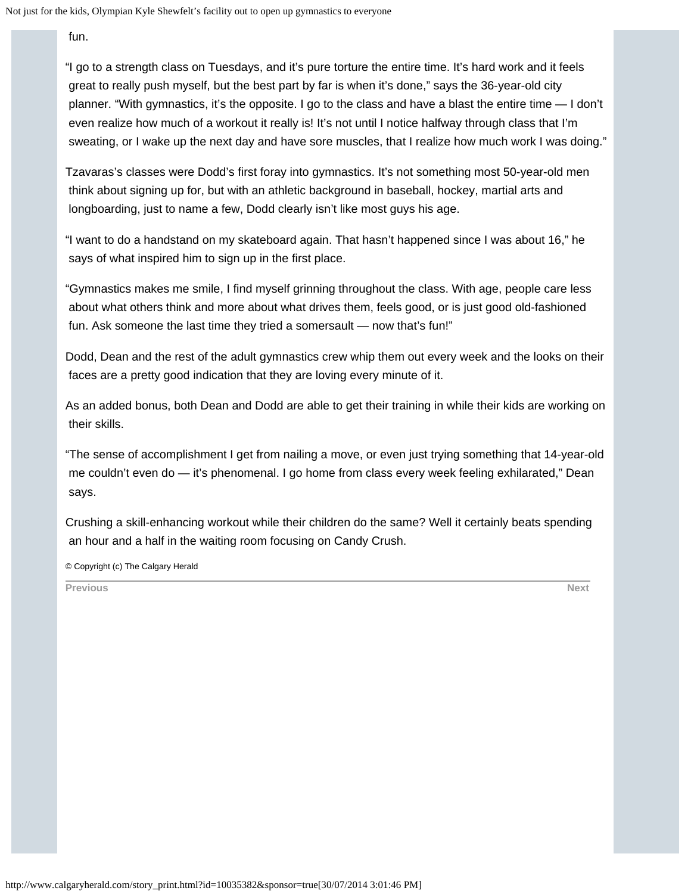fun.

"I go to a strength class on Tuesdays, and it's pure torture the entire time. It's hard work and it feels great to really push myself, but the best part by far is when it's done," says the 36-year-old city planner. "With gymnastics, it's the opposite. I go to the class and have a blast the entire time — I don't even realize how much of a workout it really is! It's not until I notice halfway through class that I'm sweating, or I wake up the next day and have sore muscles, that I realize how much work I was doing."

Tzavaras's classes were Dodd's first foray into gymnastics. It's not something most 50-year-old men think about signing up for, but with an athletic background in baseball, hockey, martial arts and longboarding, just to name a few, Dodd clearly isn't like most guys his age.

"I want to do a handstand on my skateboard again. That hasn't happened since I was about 16," he says of what inspired him to sign up in the first place.

"Gymnastics makes me smile, I find myself grinning throughout the class. With age, people care less about what others think and more about what drives them, feels good, or is just good old-fashioned fun. Ask someone the last time they tried a somersault — now that's fun!"

Dodd, Dean and the rest of the adult gymnastics crew whip them out every week and the looks on their faces are a pretty good indication that they are loving every minute of it.

As an added bonus, both Dean and Dodd are able to get their training in while their kids are working on their skills.

"The sense of accomplishment I get from nailing a move, or even just trying something that 14-year-old me couldn't even do — it's phenomenal. I go home from class every week feeling exhilarated," Dean says.

Crushing a skill-enhancing workout while their children do the same? Well it certainly beats spending an hour and a half in the waiting room focusing on Candy Crush.

© Copyright (c) The Calgary Herald

Previous | Next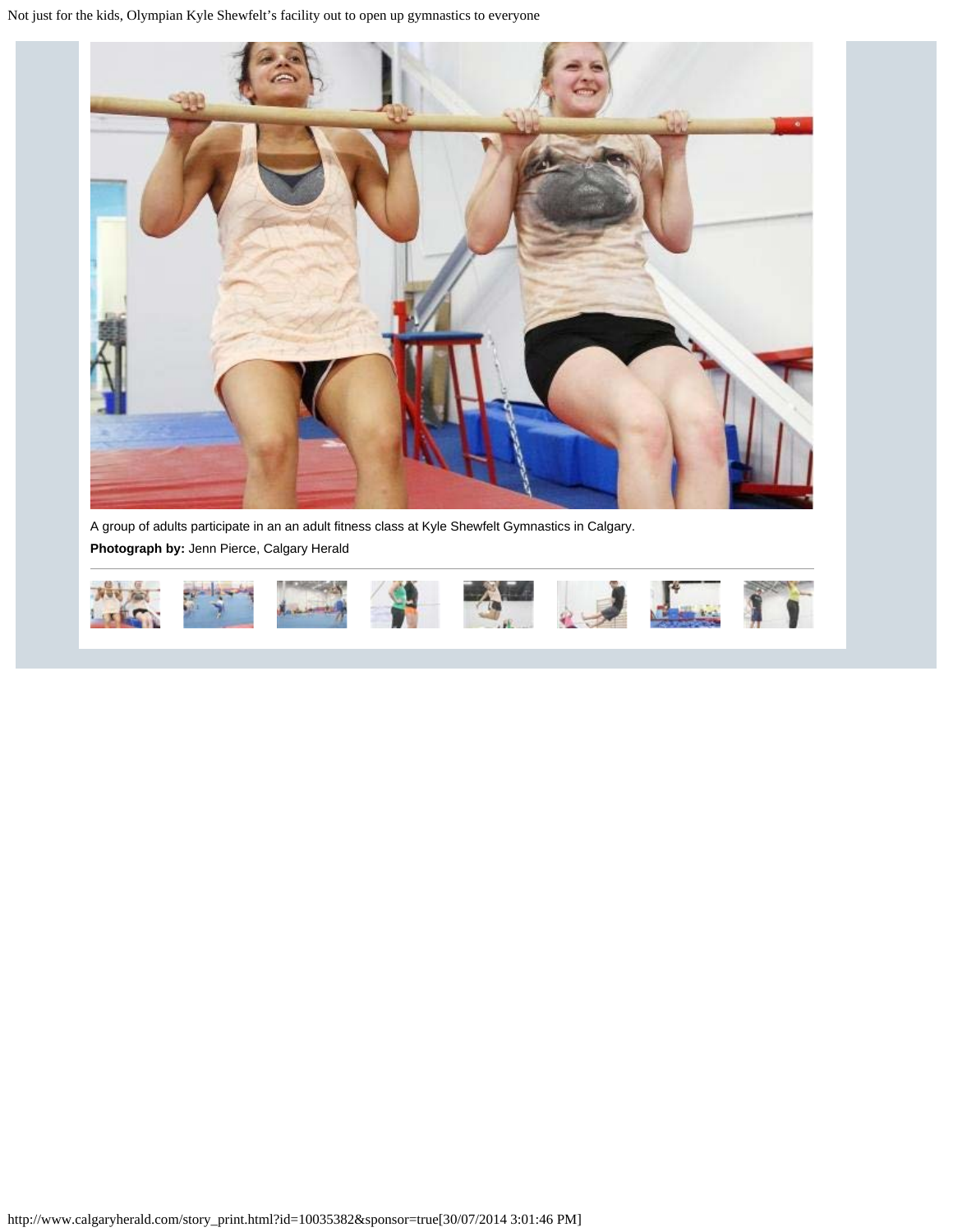A group of adults participate in an an adult fitness class at Kyle Shewfelt Gymnastics in Calgary.

**Photograph by:** Jenn Pierce, Calgary Herald